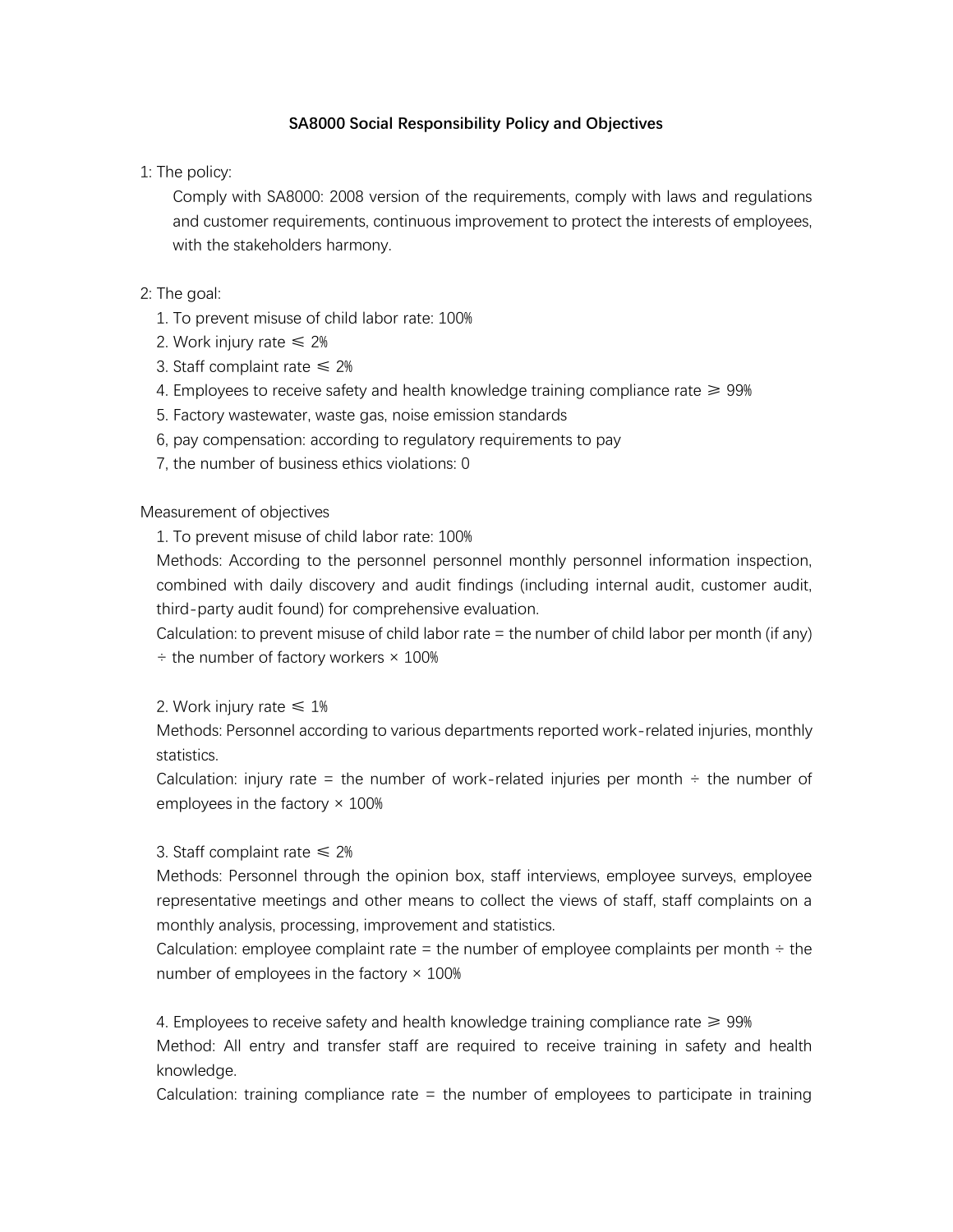# SA8000 Social Responsibility Policy and Objectives

1: The policy:

Comply with SA8000: 2008 version of the requirements, comply with laws and regulations and customer requirements, continuous improvement to protect the interests of employees, with the stakeholders harmony.

2: The goal:

1. To prevent misuse of child labor rate: 100%
2. Work injury rate ≤ 2%
3. Staff complaint rate ≤ 2%
4. Employees to receive safety and health knowledge training compliance rate ≥ 99%
5. Factory wastewater, waste gas, noise emission standards

6, pay compensation: according to regulatory requirements to pay

7, the number of business ethics violations: 0

Measurement of objectives

1. To prevent misuse of child labor rate: 100%

Methods: According to the personnel personnel monthly personnel information inspection, combined with daily discovery and audit findings (including internal audit, customer audit, third-party audit found) for comprehensive evaluation.

Calculation: to prevent misuse of child labor rate = the number of child labor per month (if any) ÷ the number of factory workers × 100%

2. Work injury rate ≤ 1%

Methods: Personnel according to various departments reported work-related injuries, monthly statistics.

Calculation: injury rate = the number of work-related injuries per month ÷ the number of employees in the factory × 100%

3. Staff complaint rate ≤ 2%

Methods: Personnel through the opinion box, staff interviews, employee surveys, employee representative meetings and other means to collect the views of staff, staff complaints on a monthly analysis, processing, improvement and statistics.

Calculation: employee complaint rate = the number of employee complaints per month ÷ the number of employees in the factory × 100%

4. Employees to receive safety and health knowledge training compliance rate ≥ 99%

Method: All entry and transfer staff are required to receive training in safety and health knowledge.

Calculation: training compliance rate = the number of employees to participate in training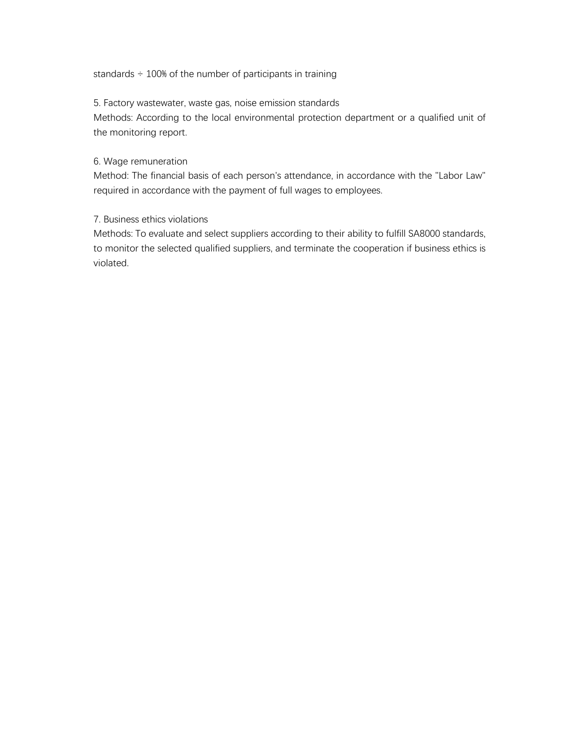standards ÷ 100% of the number of participants in training

5. Factory wastewater, waste gas, noise emission standards
Methods: According to the local environmental protection department or a qualified unit of the monitoring report.

6. Wage remuneration
Method: The financial basis of each person's attendance, in accordance with the "Labor Law" required in accordance with the payment of full wages to employees.

7. Business ethics violations
Methods: To evaluate and select suppliers according to their ability to fulfill SA8000 standards, to monitor the selected qualified suppliers, and terminate the cooperation if business ethics is violated.